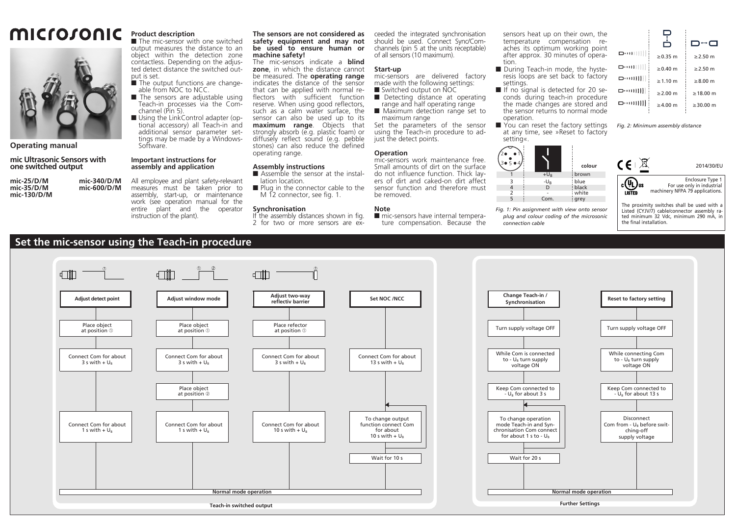# microsonic

**Operating manual**

**mic Ultrasonic Sensors with one switched output**

**mic-25/D/M**
**mic-35/D/M**
**mic-130/D/M**
**mic-340/D/M**
**mic-600/D/M**

## Product description

- The mic-sensor with one switched output measures the distance to an object within the detection zone contactless. Depending on the adjusted detect distance the switched output is set.
- The output functions are changeable from NOC to NCC.
- The sensors are adjustable using Teach-in processes via the Com-channel (Pin 5).
- Using the LinkControl adapter (optional accessory) all Teach-in and additional sensor parameter settings may be made by a Windows-Software.

## Important instructions for assembly and application

All employee and plant safety-relevant measures must be taken prior to assembly, start-up, or maintenance work (see operation manual for the entire plant and the operator instruction of the plant).

**The sensors are not considered as safety equipment and may not be used to ensure human or machine safety!**

The mic-sensors indicate a **blind zone**, in which the distance cannot be measured. The **operating range** indicates the distance of the sensor that can be applied with normal reflectors with sufficient function reserve. When using good reflectors, such as a calm water surface, the sensor can also be used up to its **maximum range**. Objects that strongly absorb (e.g. plastic foam) or diffusely reflect sound (e.g. pebble stones) can also reduce the defined operating range.

## Assembly instructions

- Assemble the sensor at the installation location.
- Plug in the connector cable to the M 12 connector, see fig. 1.

## Synchronisation

If the assembly distances shown in fig. 2 for two or more sensors are exceeded the integrated synchronisation should be used. Connect Sync/Com-channels (pin 5 at the units receptable) of all sensors (10 maximum).

## Start-up

mic-sensors are delivered factory made with the following settings:

- Switched output on NOC
- Detecting distance at operating range and half operating range
- Maximum detection range set to maximum range

Set the parameters of the sensor using the Teach-in procedure to adjust the detect points.

## Operation

mic-sensors work maintenance free. Small amounts of dirt on the surface do not influence function. Thick layers of dirt and caked-on dirt affect sensor function and therefore must be removed.

## Note

- mic-sensors have internal temperature compensation. Because the sensors heat up on their own, the temperature compensation reaches its optimum working point after approx. 30 minutes of operation.
- During Teach-in mode, the hysteresis loops are set back to factory settings.
- If no signal is detected for 20 seconds during teach-in procedure the made changes are stored and the sensor returns to normal mode operation.
- You can reset the factory settings at any time, see »Reset to factory setting«.

| Pin | | colour |
|---|---|---|
| 1 | $+U_B$ | brown |
| 3 | $-U_B$ | blue |
| 4 | D | black |
| 2 | - | white |
| 5 | Com. | grey |

*Fig. 1: Pin assignment with view onto sensor plug and colour coding of the microsonic connection cable*

| | | |
|---|---|---|
| mic-25 | ≥0.35 m | ≥2.50 m |
| mic-35 | ≥0.40 m | ≥2.50 m |
| mic-130 | ≥1.10 m | ≥8.00 m |
| mic-340 | ≥2.00 m | ≥18.00 m |
| mic-600 | ≥4.00 m | ≥30.00 m |

*Fig. 2: Minimum assembly distance*

CE 2014/30/EU

Enclosure Type 1
For use only in industrial machinery NFPA 79 applications.

The proximity switches shall be used with a Listed (CYJV/7) cable/connector assembly rated minimum 32 Vdc, minimum 290 mA, in the final installation.

## Set the mic-sensor using the Teach-in procedure

### Teach-in switched output

**Adjust detect point**
1. Place object at position ①
2. Connect Com for about 3 s with $+U_B$
3. Connect Com for about 1 s with $+U_B$
4. Normal mode operation

**Adjust window mode**
1. Place object at position ①
2. Connect Com for about 3 s with $+U_B$
3. Place object at position ②
4. Connect Com for about 1 s with $+U_B$
5. Normal mode operation

**Adjust two-way reflectiv barrier**
1. Place refector at position ①
2. Connect Com for about 3 s with $+U_B$
3. Connect Com for about 10 s with $+U_B$
4. Normal mode operation

**Set NOC /NCC**
1. Connect Com for about 13 s with $+U_B$
2. To change output function connect Com for about 10 s with $+U_B$ (repeat)
3. Wait for 10 s
4. Normal mode operation

### Further Settings

**Change Teach-in / Synchronisation**
1. Turn supply voltage OFF
2. While Com is connected to $-U_B$ turn supply voltage ON
3. Keep Com connected to $-U_B$ for about 3 s
4. To change operation mode Teach-in and Synchronisation Com connect for about 1 s to $-U_B$ (repeat)
5. Wait for 20 s
6. Normal mode operation

**Reset to factory setting**
1. Turn supply voltage OFF
2. While connecting Com to $-U_B$ turn supply voltage ON
3. Keep Com connected to $-U_B$ for about 13 s
4. Disconnect Com from $-U_B$ before switching-off supply voltage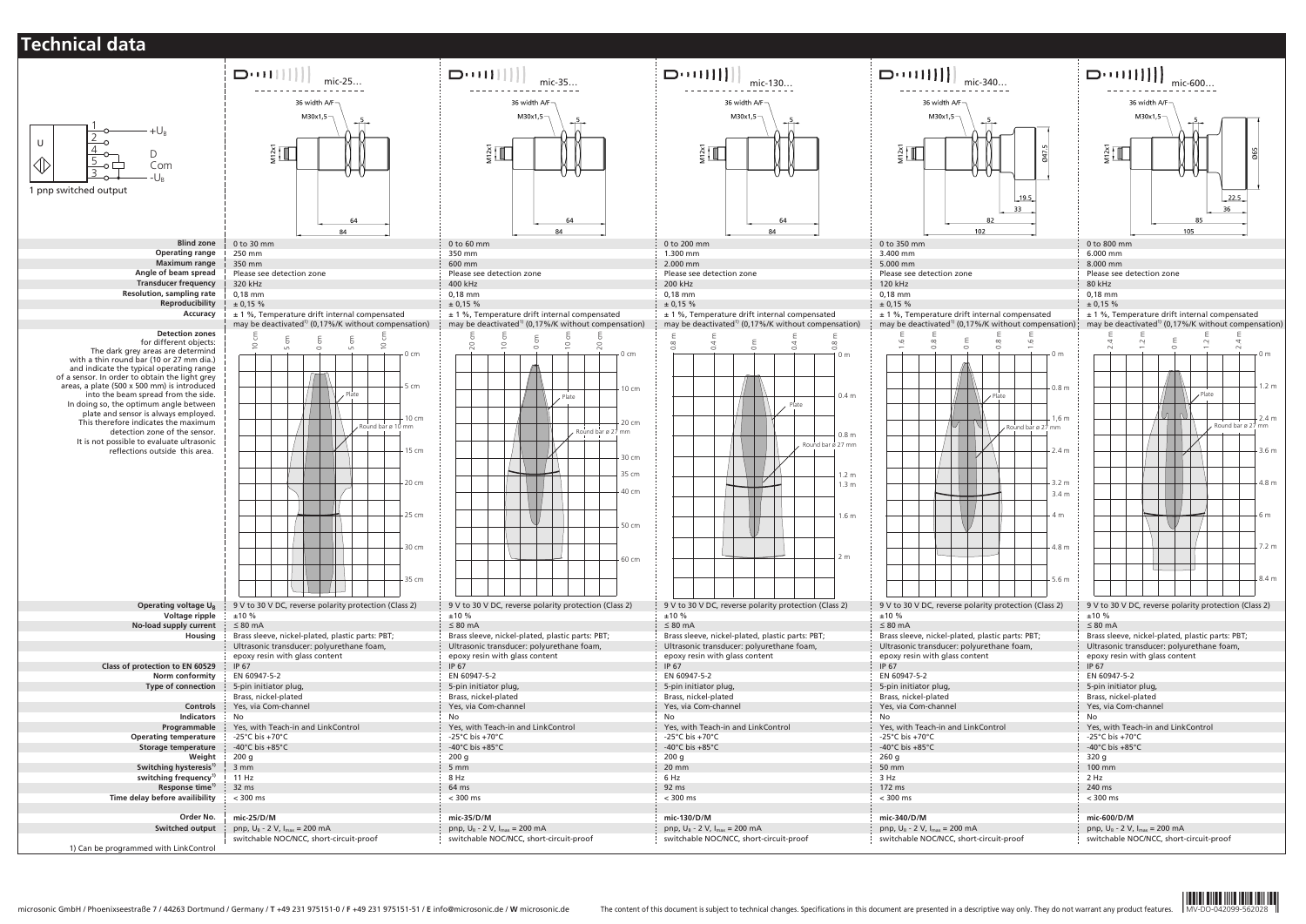# Technical data

1 pnp switched output

1 +U_B
2
4 D
5 Com
3 -U_B

| | mic-25... | mic-35... | mic-130... | mic-340... | mic-600... |
|---|---|---|---|---|---|
| **Blind zone** | 0 to 30 mm | 0 to 60 mm | 0 to 200 mm | 0 to 350 mm | 0 to 800 mm |
| **Operating range** | 250 mm | 350 mm | 1.300 mm | 3.400 mm | 6.000 mm |
| **Maximum range** | 350 mm | 600 mm | 2.000 mm | 5.000 mm | 8.000 mm |
| **Angle of beam spread** | Please see detection zone | Please see detection zone | Please see detection zone | Please see detection zone | Please see detection zone |
| **Transducer frequency** | 320 kHz | 400 kHz | 200 kHz | 120 kHz | 80 kHz |
| **Resolution, sampling rate** | 0,18 mm | 0,18 mm | 0,18 mm | 0,18 mm | 0,18 mm |
| **Reproducibility** | ± 0,15 % | ± 0,15 % | ± 0,15 % | ± 0,15 % | ± 0,15 % |
| **Accuracy** | ± 1 %, Temperature drift internal compensated may be deactivated[1] (0,17%/K without compensation) | ± 1 %, Temperature drift internal compensated may be deactivated[1] (0,17%/K without compensation) | ± 1 %, Temperature drift internal compensated may be deactivated[1] (0,17%/K without compensation) | ± 1 %, Temperature drift internal compensated may be deactivated[1] (0,17%/K without compensation) | ± 1 %, Temperature drift internal compensated may be deactivated[1] (0,17%/K without compensation) |
| **Operating voltage $U_B$** | 9 V to 30 V DC, reverse polarity protection (Class 2) | 9 V to 30 V DC, reverse polarity protection (Class 2) | 9 V to 30 V DC, reverse polarity protection (Class 2) | 9 V to 30 V DC, reverse polarity protection (Class 2) | 9 V to 30 V DC, reverse polarity protection (Class 2) |
| **Voltage ripple** | ±10 % | ±10 % | ±10 % | ±10 % | ±10 % |
| **No-load supply current** | ≤ 80 mA | ≤ 80 mA | ≤ 80 mA | ≤ 80 mA | ≤ 80 mA |
| **Housing** | Brass sleeve, nickel-plated, plastic parts: PBT; Ultrasonic transducer: polyurethane foam, epoxy resin with glass content | Brass sleeve, nickel-plated, plastic parts: PBT; Ultrasonic transducer: polyurethane foam, epoxy resin with glass content | Brass sleeve, nickel-plated, plastic parts: PBT; Ultrasonic transducer: polyurethane foam, epoxy resin with glass content | Brass sleeve, nickel-plated, plastic parts: PBT; Ultrasonic transducer: polyurethane foam, epoxy resin with glass content | Brass sleeve, nickel-plated, plastic parts: PBT; Ultrasonic transducer: polyurethane foam, epoxy resin with glass content |
| **Class of protection to EN 60529** | IP 67 | IP 67 | IP 67 | IP 67 | IP 67 |
| **Norm conformity** | EN 60947-5-2 | EN 60947-5-2 | EN 60947-5-2 | EN 60947-5-2 | EN 60947-5-2 |
| **Type of connection** | 5-pin initiator plug, Brass, nickel-plated | 5-pin initiator plug, Brass, nickel-plated | 5-pin initiator plug, Brass, nickel-plated | 5-pin initiator plug, Brass, nickel-plated | 5-pin initiator plug, Brass, nickel-plated |
| **Controls** | Yes, via Com-channel | Yes, via Com-channel | Yes, via Com-channel | Yes, via Com-channel | Yes, via Com-channel |
| **Indicators** | No | No | No | No | No |
| **Programmable** | Yes, with Teach-in and LinkControl | Yes, with Teach-in and LinkControl | Yes, with Teach-in and LinkControl | Yes, with Teach-in and LinkControl | Yes, with Teach-in and LinkControl |
| **Operating temperature** | -25°C bis +70°C | -25°C bis +70°C | -25°C bis +70°C | -25°C bis +70°C | -25°C bis +70°C |
| **Storage temperature** | -40°C bis +85°C | -40°C bis +85°C | -40°C bis +85°C | -40°C bis +85°C | -40°C bis +85°C |
| **Weight** | 200 g | 200 g | 200 g | 260 g | 320 g |
| **Switching hysteresis[1]** | 3 mm | 5 mm | 20 mm | 50 mm | 100 mm |
| **switching frequency[1]** | 11 Hz | 8 Hz | 6 Hz | 3 Hz | 2 Hz |
| **Response time[1]** | 32 ms | 64 ms | 92 ms | 172 ms | 240 ms |
| **Time delay before availibility** | < 300 ms | < 300 ms | < 300 ms | < 300 ms | < 300 ms |
| **Order No.** | **mic-25/D/M** | **mic-35/D/M** | **mic-130/D/M** | **mic-340/D/M** | **mic-600/D/M** |
| **Switched output** | pnp, $U_B$ - 2 V, $I_{max}$ = 200 mA switchable NOC/NCC, short-circuit-proof | pnp, $U_B$ - 2 V, $I_{max}$ = 200 mA switchable NOC/NCC, short-circuit-proof | pnp, $U_B$ - 2 V, $I_{max}$ = 200 mA switchable NOC/NCC, short-circuit-proof | pnp, $U_B$ - 2 V, $I_{max}$ = 200 mA switchable NOC/NCC, short-circuit-proof | pnp, $U_B$ - 2 V, $I_{max}$ = 200 mA switchable NOC/NCC, short-circuit-proof |

**Detection zones** for different objects:
The dark grey areas are determind with a thin round bar (10 or 27 mm dia.) and indicate the typical operating range of a sensor. In order to obtain the light grey areas, a plate (500 x 500 mm) is introduced into the beam spread from the side. In doing so, the optimum angle between plate and sensor is always employed. This therefore indicates the maximum detection zone of the sensor. It is not possible to evaluate ultrasonic reflections outside this area.

mic-25...: Plate; Round bar ø 10 mm
mic-35...: Plate; Round bar ø 27 mm
mic-130...: Plate; Round bar ø 27 mm
mic-340...: Plate; Round bar ø 27 mm
mic-600...: Plate; Round bar ø 27 mm

1) Can be programmed with LinkControl

microsonic GmbH / Phoenixseestraße 7 / 44263 Dortmund / Germany / T +49 231 975151-0 / F +49 231 975151-51 / E info@microsonic.de / W microsonic.de

The content of this document is subject to technical changes. Specifications in this document are presented in a descriptive way only. They do not warrant any product features.

MV-DO-042099-562028